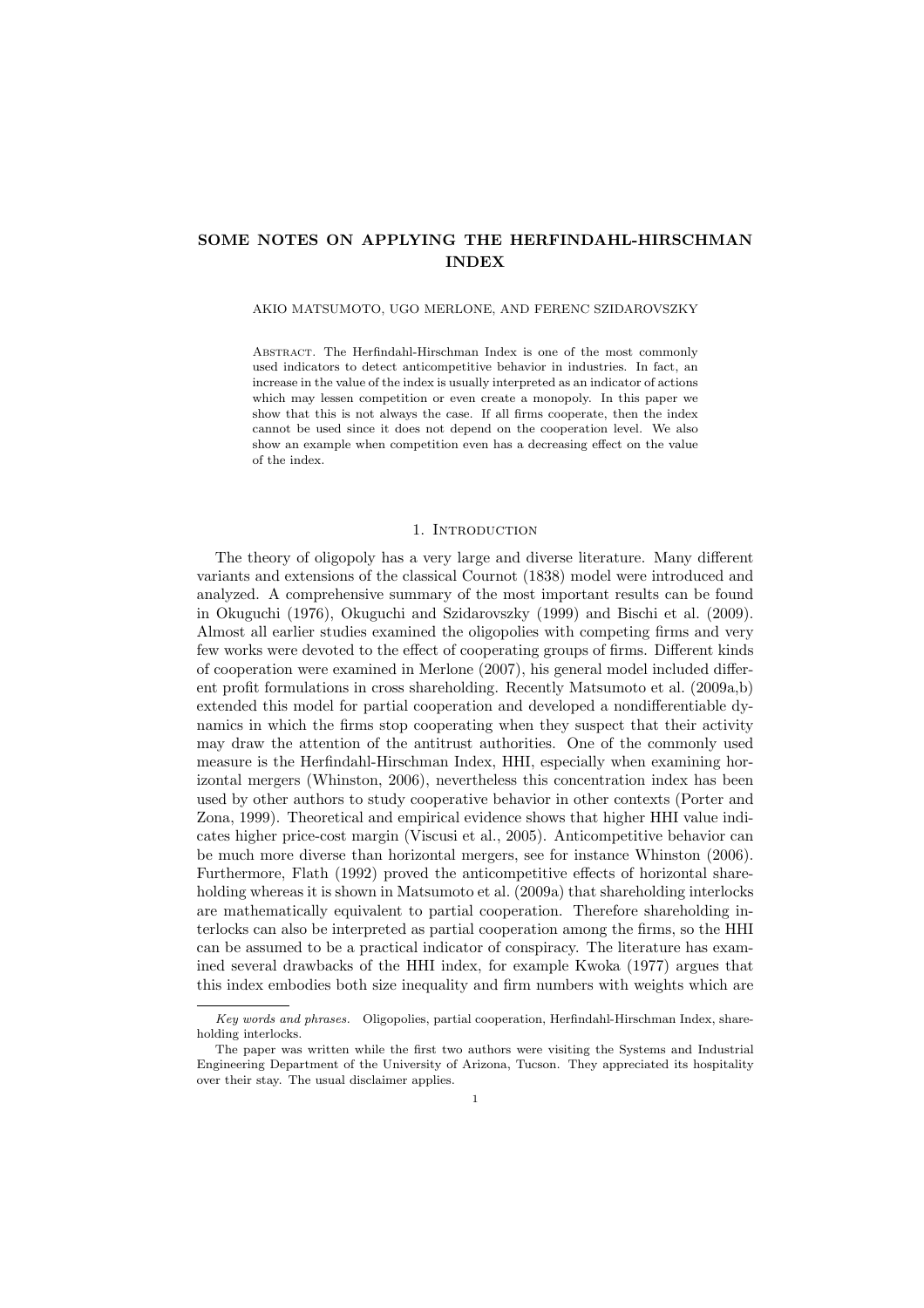# SOME NOTES ON APPLYING THE HERFINDAHL-HIRSCHMAN INDEX

AKIO MATSUMOTO, UGO MERLONE, AND FERENC SZIDAROVSZKY

Abstract. The Herfindahl-Hirschman Index is one of the most commonly used indicators to detect anticompetitive behavior in industries. In fact, an increase in the value of the index is usually interpreted as an indicator of actions which may lessen competition or even create a monopoly. In this paper we show that this is not always the case. If all firms cooperate, then the index cannot be used since it does not depend on the cooperation level. We also show an example when competition even has a decreasing effect on the value of the index.

## 1. Introduction

The theory of oligopoly has a very large and diverse literature. Many different variants and extensions of the classical Cournot (1838) model were introduced and analyzed. A comprehensive summary of the most important results can be found in Okuguchi (1976), Okuguchi and Szidarovszky (1999) and Bischi et al. (2009). Almost all earlier studies examined the oligopolies with competing firms and very few works were devoted to the effect of cooperating groups of firms. Different kinds of cooperation were examined in Merlone (2007), his general model included different profit formulations in cross shareholding. Recently Matsumoto et al. (2009a,b) extended this model for partial cooperation and developed a nondifferentiable dynamics in which the firms stop cooperating when they suspect that their activity may draw the attention of the antitrust authorities. One of the commonly used measure is the Herfindahl-Hirschman Index, HHI, especially when examining horizontal mergers (Whinston, 2006), nevertheless this concentration index has been used by other authors to study cooperative behavior in other contexts (Porter and Zona, 1999). Theoretical and empirical evidence shows that higher HHI value indicates higher price-cost margin (Viscusi et al., 2005). Anticompetitive behavior can be much more diverse than horizontal mergers, see for instance Whinston (2006). Furthermore, Flath (1992) proved the anticompetitive effects of horizontal shareholding whereas it is shown in Matsumoto et al. (2009a) that shareholding interlocks are mathematically equivalent to partial cooperation. Therefore shareholding interlocks can also be interpreted as partial cooperation among the firms, so the HHI can be assumed to be a practical indicator of conspiracy. The literature has examined several drawbacks of the HHI index, for example Kwoka (1977) argues that this index embodies both size inequality and firm numbers with weights which are

---

*Key words and phrases.* Oligopolies, partial cooperation, Herfindahl-Hirschman Index, shareholding interlocks.

The paper was written while the first two authors were visiting the Systems and Industrial Engineering Department of the University of Arizona, Tucson. They appreciated its hospitality over their stay. The usual disclaimer applies.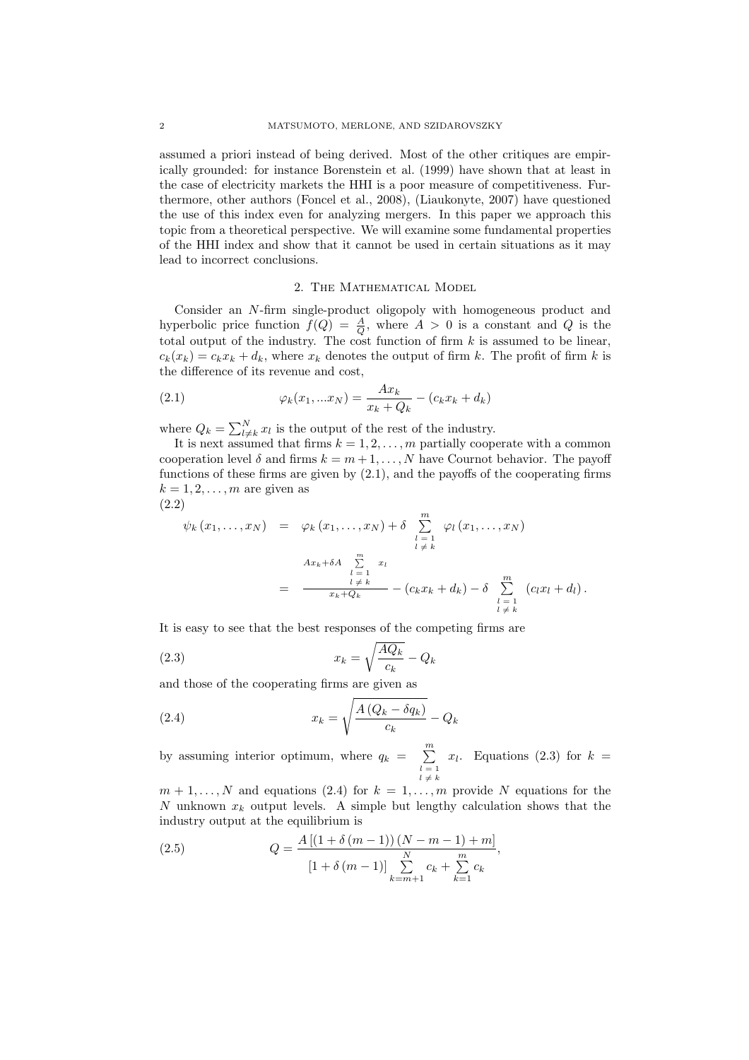assumed a priori instead of being derived. Most of the other critiques are empirically grounded: for instance Borenstein et al. (1999) have shown that at least in the case of electricity markets the HHI is a poor measure of competitiveness. Furthermore, other authors (Foncel et al., 2008), (Liaukonyte, 2007) have questioned the use of this index even for analyzing mergers. In this paper we approach this topic from a theoretical perspective. We will examine some fundamental properties of the HHI index and show that it cannot be used in certain situations as it may lead to incorrect conclusions.

## 2. The Mathematical Model

Consider an $N$-firm single-product oligopoly with homogeneous product and hyperbolic price function $f(Q) = \frac{A}{Q}$, where $A > 0$ is a constant and $Q$ is the total output of the industry. The cost function of firm $k$ is assumed to be linear, $c_k(x_k) = c_k x_k + d_k$, where $x_k$ denotes the output of firm $k$. The profit of firm $k$ is the difference of its revenue and cost,

$$\varphi_k(x_1, ...x_N) = \frac{Ax_k}{x_k + Q_k} - (c_k x_k + d_k) \tag{2.1}$$

where $Q_k = \sum_{l \neq k}^{N} x_l$ is the output of the rest of the industry.

It is next assumed that firms $k = 1, 2, \ldots, m$ partially cooperate with a common cooperation level $\delta$ and firms $k = m+1, \ldots, N$ have Cournot behavior. The payoff functions of these firms are given by (2.1), and the payoffs of the cooperating firms $k = 1, 2, \ldots, m$ are given as

$$\begin{aligned}
\psi_k(x_1, \ldots, x_N) &= \varphi_k(x_1, \ldots, x_N) + \delta \sum_{\substack{l=1 \\ l \neq k}}^{m} \varphi_l(x_1, \ldots, x_N) \\
&= \frac{Ax_k + \delta A \sum\limits_{\substack{l=1 \\ l \neq k}}^{m} x_l}{x_k + Q_k} - (c_k x_k + d_k) - \delta \sum_{\substack{l=1 \\ l \neq k}}^{m} (c_l x_l + d_l).
\end{aligned} \tag{2.2}$$

It is easy to see that the best responses of the competing firms are

$$x_k = \sqrt{\frac{AQ_k}{c_k}} - Q_k \tag{2.3}$$

and those of the cooperating firms are given as

$$x_k = \sqrt{\frac{A(Q_k - \delta q_k)}{c_k}} - Q_k \tag{2.4}$$

by assuming interior optimum, where $q_k = \sum\limits_{\substack{l=1 \\ l \neq k}}^{m} x_l$. Equations (2.3) for $k = m+1, \ldots, N$ and equations (2.4) for $k = 1, \ldots, m$ provide $N$ equations for the $N$ unknown $x_k$ output levels. A simple but lengthy calculation shows that the industry output at the equilibrium is

$$Q = \frac{A\left[(1 + \delta(m-1))(N - m - 1) + m\right]}{\left[1 + \delta(m-1)\right] \sum\limits_{k=m+1}^{N} c_k + \sum\limits_{k=1}^{m} c_k}, \tag{2.5}$$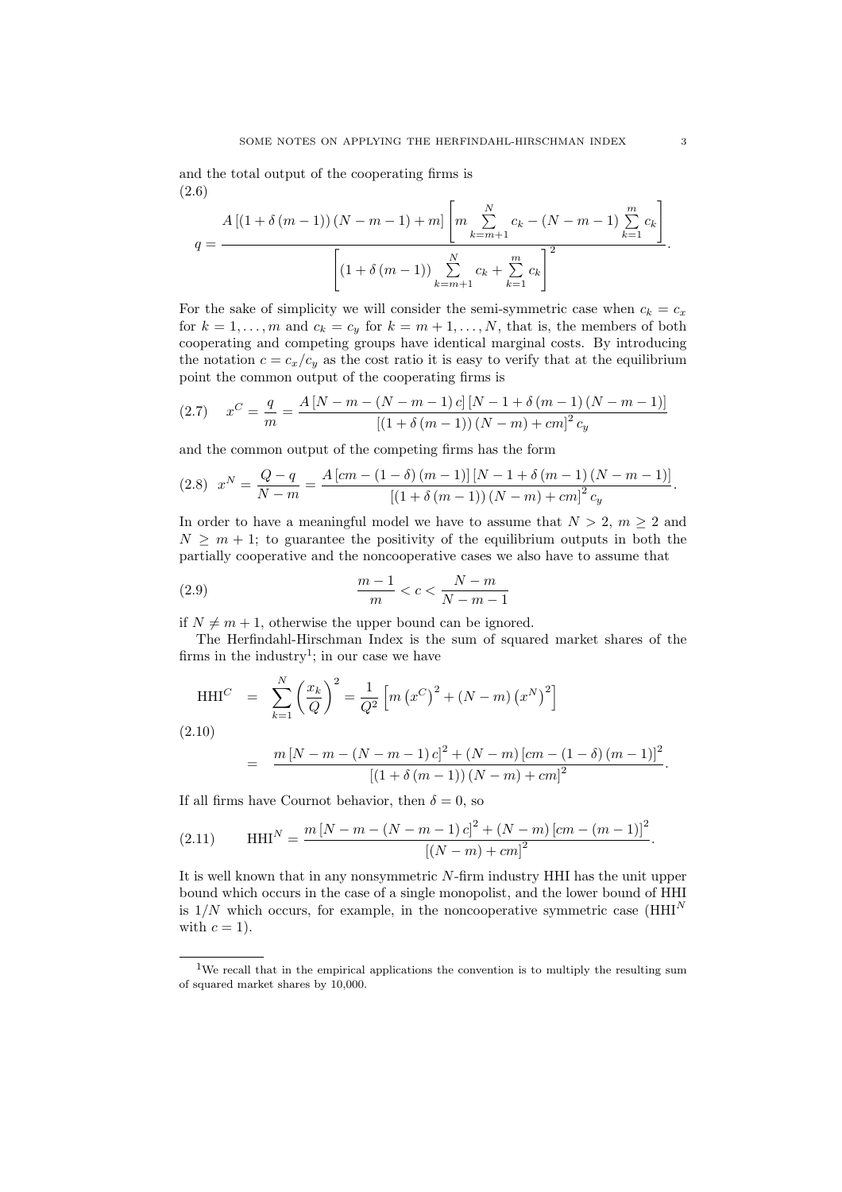and the total output of the cooperating firms is

$$q=\frac{A\left[\left(1+\delta\left(m-1\right)\right)\left(N-m-1\right)+m\right]\left[m\sum\limits_{k=m+1}^{N}c_k-\left(N-m-1\right)\sum\limits_{k=1}^{m}c_k\right]}{\left[\left(1+\delta\left(m-1\right)\right)\sum\limits_{k=m+1}^{N}c_k+\sum\limits_{k=1}^{m}c_k\right]^2}. \tag{2.6}$$

For the sake of simplicity we will consider the semi-symmetric case when $c_k = c_x$ for $k = 1, \ldots, m$ and $c_k = c_y$ for $k = m+1, \ldots, N$, that is, the members of both cooperating and competing groups have identical marginal costs. By introducing the notation $c = c_x/c_y$ as the cost ratio it is easy to verify that at the equilibrium point the common output of the cooperating firms is

$$x^C=\frac{q}{m}=\frac{A\left[N-m-\left(N-m-1\right)c\right]\left[N-1+\delta\left(m-1\right)\left(N-m-1\right)\right]}{\left[\left(1+\delta\left(m-1\right)\right)\left(N-m\right)+cm\right]^2c_y} \tag{2.7}$$

and the common output of the competing firms has the form

$$x^N=\frac{Q-q}{N-m}=\frac{A\left[cm-\left(1-\delta\right)\left(m-1\right)\right]\left[N-1+\delta\left(m-1\right)\left(N-m-1\right)\right]}{\left[\left(1+\delta\left(m-1\right)\right)\left(N-m\right)+cm\right]^2c_y}. \tag{2.8}$$

In order to have a meaningful model we have to assume that $N > 2$, $m \geq 2$ and $N \geq m+1$; to guarantee the positivity of the equilibrium outputs in both the partially cooperative and the noncooperative cases we also have to assume that

$$\frac{m-1}{m}<c<\frac{N-m}{N-m-1} \tag{2.9}$$

if $N \neq m+1$, otherwise the upper bound can be ignored.

The Herfindahl-Hirschman Index is the sum of squared market shares of the firms in the industry[1]; in our case we have

$$\begin{aligned}\mathrm{HHI}^C &= \sum_{k=1}^{N}\left(\frac{x_k}{Q}\right)^2=\frac{1}{Q^2}\left[m\left(x^C\right)^2+\left(N-m\right)\left(x^N\right)^2\right]\\ &= \frac{m\left[N-m-\left(N-m-1\right)c\right]^2+\left(N-m\right)\left[cm-\left(1-\delta\right)\left(m-1\right)\right]^2}{\left[\left(1+\delta\left(m-1\right)\right)\left(N-m\right)+cm\right]^2}.\end{aligned} \tag{2.10}$$

If all firms have Cournot behavior, then $\delta = 0$, so

$$\mathrm{HHI}^N=\frac{m\left[N-m-\left(N-m-1\right)c\right]^2+\left(N-m\right)\left[cm-\left(m-1\right)\right]^2}{\left[\left(N-m\right)+cm\right]^2}. \tag{2.11}$$

It is well known that in any nonsymmetric $N$-firm industry HHI has the unit upper bound which occurs in the case of a single monopolist, and the lower bound of HHI is $1/N$ which occurs, for example, in the noncooperative symmetric case ($\mathrm{HHI}^N$ with $c = 1$).

[1] We recall that in the empirical applications the convention is to multiply the resulting sum of squared market shares by 10,000.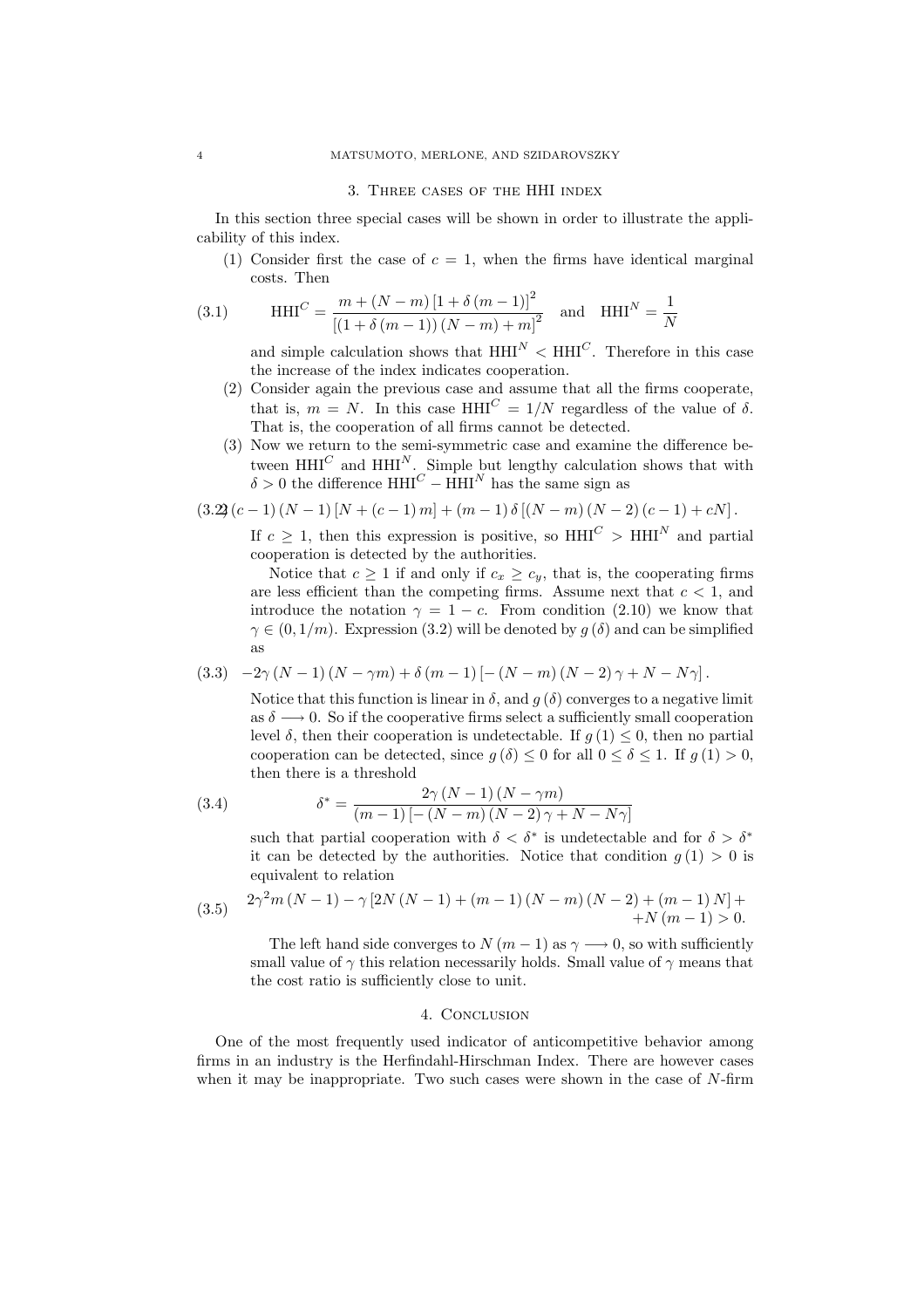## 3. Three cases of the HHI index

In this section three special cases will be shown in order to illustrate the applicability of this index.

(1) Consider first the case of $c = 1$, when the firms have identical marginal costs. Then

$$\text{HHI}^C = \frac{m + (N-m)\left[1+\delta(m-1)\right]^2}{\left[(1+\delta(m-1))(N-m)+m\right]^2} \quad \text{and} \quad \text{HHI}^N = \frac{1}{N} \tag{3.1}$$

and simple calculation shows that $\text{HHI}^N < \text{HHI}^C$. Therefore in this case the increase of the index indicates cooperation.

(2) Consider again the previous case and assume that all the firms cooperate, that is, $m = N$. In this case $\text{HHI}^C = 1/N$ regardless of the value of $\delta$. That is, the cooperation of all firms cannot be detected.

(3) Now we return to the semi-symmetric case and examine the difference between $\text{HHI}^C$ and $\text{HHI}^N$. Simple but lengthy calculation shows that with $\delta > 0$ the difference $\text{HHI}^C - \text{HHI}^N$ has the same sign as

$$2(c-1)(N-1)\left[N+(c-1)m\right] + (m-1)\delta\left[(N-m)(N-2)(c-1)+cN\right]. \tag{3.2}$$

If $c \geq 1$, then this expression is positive, so $\text{HHI}^C > \text{HHI}^N$ and partial cooperation is detected by the authorities.

Notice that $c \geq 1$ if and only if $c_x \geq c_y$, that is, the cooperating firms are less efficient than the competing firms. Assume next that $c < 1$, and introduce the notation $\gamma = 1 - c$. From condition (2.10) we know that $\gamma \in (0, 1/m)$. Expression (3.2) will be denoted by $g(\delta)$ and can be simplified as

$$-2\gamma(N-1)(N-\gamma m) + \delta(m-1)\left[-(N-m)(N-2)\gamma + N - N\gamma\right]. \tag{3.3}$$

Notice that this function is linear in $\delta$, and $g(\delta)$ converges to a negative limit as $\delta \longrightarrow 0$. So if the cooperative firms select a sufficiently small cooperation level $\delta$, then their cooperation is undetectable. If $g(1) \leq 0$, then no partial cooperation can be detected, since $g(\delta) \leq 0$ for all $0 \leq \delta \leq 1$. If $g(1) > 0$, then there is a threshold

$$\delta^* = \frac{2\gamma(N-1)(N-\gamma m)}{(m-1)\left[-(N-m)(N-2)\gamma + N - N\gamma\right]} \tag{3.4}$$

such that partial cooperation with $\delta < \delta^*$ is undetectable and for $\delta > \delta^*$ it can be detected by the authorities. Notice that condition $g(1) > 0$ is equivalent to relation

$$2\gamma^2 m(N-1) - \gamma\left[2N(N-1) + (m-1)(N-m)(N-2) + (m-1)N\right] + N(m-1) > 0. \tag{3.5}$$

The left hand side converges to $N(m-1)$ as $\gamma \longrightarrow 0$, so with sufficiently small value of $\gamma$ this relation necessarily holds. Small value of $\gamma$ means that the cost ratio is sufficiently close to unit.

## 4. Conclusion

One of the most frequently used indicator of anticompetitive behavior among firms in an industry is the Herfindahl-Hirschman Index. There are however cases when it may be inappropriate. Two such cases were shown in the case of $N$-firm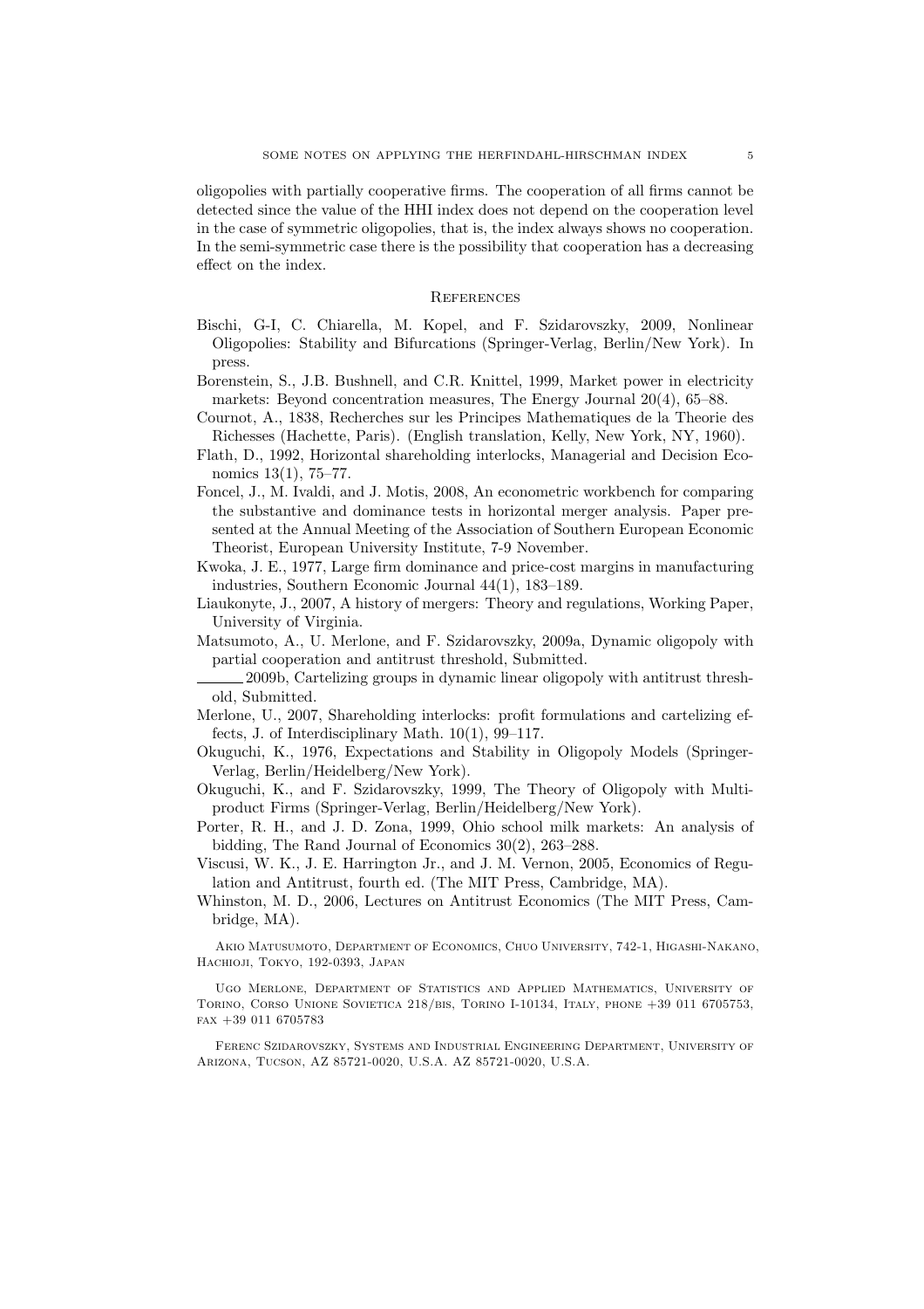oligopolies with partially cooperative firms. The cooperation of all firms cannot be detected since the value of the HHI index does not depend on the cooperation level in the case of symmetric oligopolies, that is, the index always shows no cooperation. In the semi-symmetric case there is the possibility that cooperation has a decreasing effect on the index.

## References

Bischi, G-I, C. Chiarella, M. Kopel, and F. Szidarovszky, 2009, Nonlinear Oligopolies: Stability and Bifurcations (Springer-Verlag, Berlin/New York). In press.

Borenstein, S., J.B. Bushnell, and C.R. Knittel, 1999, Market power in electricity markets: Beyond concentration measures, The Energy Journal 20(4), 65–88.

Cournot, A., 1838, Recherches sur les Principes Mathematiques de la Theorie des Richesses (Hachette, Paris). (English translation, Kelly, New York, NY, 1960).

Flath, D., 1992, Horizontal shareholding interlocks, Managerial and Decision Economics 13(1), 75–77.

Foncel, J., M. Ivaldi, and J. Motis, 2008, An econometric workbench for comparing the substantive and dominance tests in horizontal merger analysis. Paper presented at the Annual Meeting of the Association of Southern European Economic Theorist, European University Institute, 7-9 November.

Kwoka, J. E., 1977, Large firm dominance and price-cost margins in manufacturing industries, Southern Economic Journal 44(1), 183–189.

Liaukonyte, J., 2007, A history of mergers: Theory and regulations, Working Paper, University of Virginia.

Matsumoto, A., U. Merlone, and F. Szidarovszky, 2009a, Dynamic oligopoly with partial cooperation and antitrust threshold, Submitted.

\_\_\_\_\_\_ 2009b, Cartelizing groups in dynamic linear oligopoly with antitrust threshold, Submitted.

Merlone, U., 2007, Shareholding interlocks: profit formulations and cartelizing effects, J. of Interdisciplinary Math. 10(1), 99–117.

Okuguchi, K., 1976, Expectations and Stability in Oligopoly Models (Springer-Verlag, Berlin/Heidelberg/New York).

Okuguchi, K., and F. Szidarovszky, 1999, The Theory of Oligopoly with Multi-product Firms (Springer-Verlag, Berlin/Heidelberg/New York).

Porter, R. H., and J. D. Zona, 1999, Ohio school milk markets: An analysis of bidding, The Rand Journal of Economics 30(2), 263–288.

Viscusi, W. K., J. E. Harrington Jr., and J. M. Vernon, 2005, Economics of Regulation and Antitrust, fourth ed. (The MIT Press, Cambridge, MA).

Whinston, M. D., 2006, Lectures on Antitrust Economics (The MIT Press, Cambridge, MA).

Akio Matusumoto, Department of Economics, Chuo University, 742-1, Higashi-Nakano, Hachioji, Tokyo, 192-0393, Japan

Ugo Merlone, Department of Statistics and Applied Mathematics, University of Torino, Corso Unione Sovietica 218/bis, Torino I-10134, Italy, phone +39 011 6705753, fax +39 011 6705783

Ferenc Szidarovszky, Systems and Industrial Engineering Department, University of Arizona, Tucson, AZ 85721-0020, U.S.A. AZ 85721-0020, U.S.A.